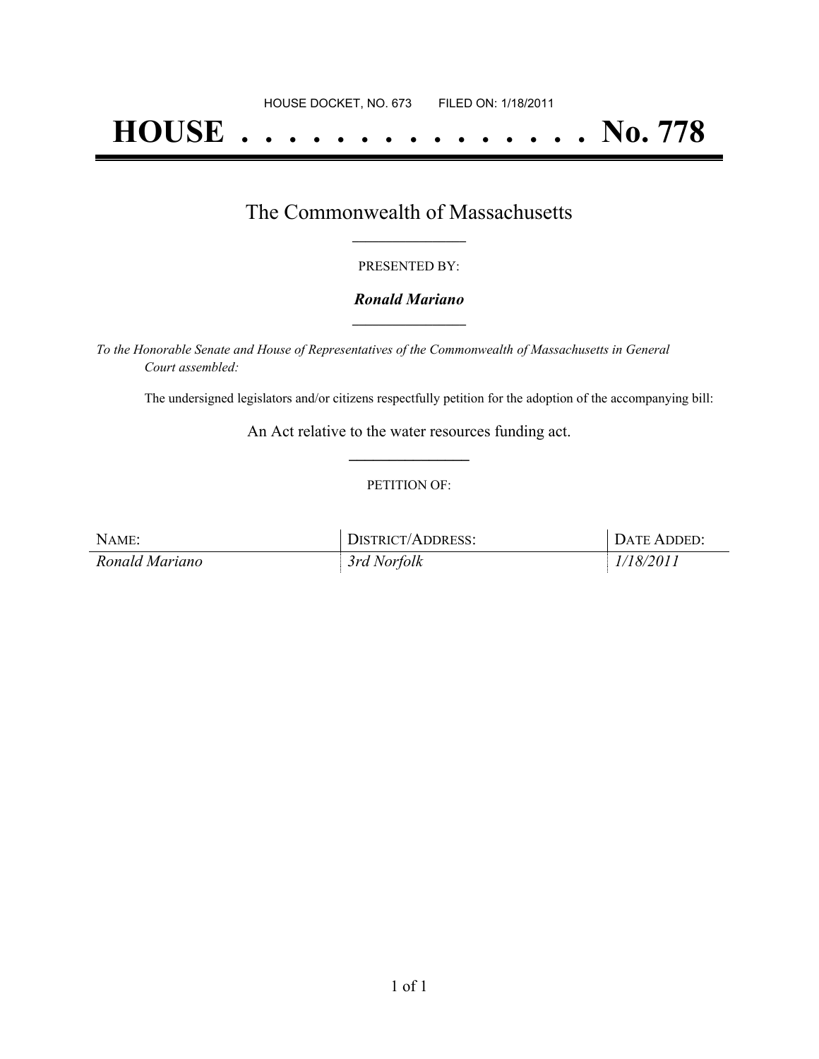HOUSE DOCKET, NO. 673        FILED ON: 1/18/2011

# HOUSE . . . . . . . . . . . . . . . No. 778

## The Commonwealth of Massachusetts

PRESENTED BY:

***Ronald Mariano***

*To the Honorable Senate and House of Representatives of the Commonwealth of Massachusetts in General Court assembled:*

The undersigned legislators and/or citizens respectfully petition for the adoption of the accompanying bill:

An Act relative to the water resources funding act.

PETITION OF:

| NAME: | DISTRICT/ADDRESS: | DATE ADDED: |
| --- | --- | --- |
| *Ronald Mariano* | *3rd Norfolk* | *1/18/2011* |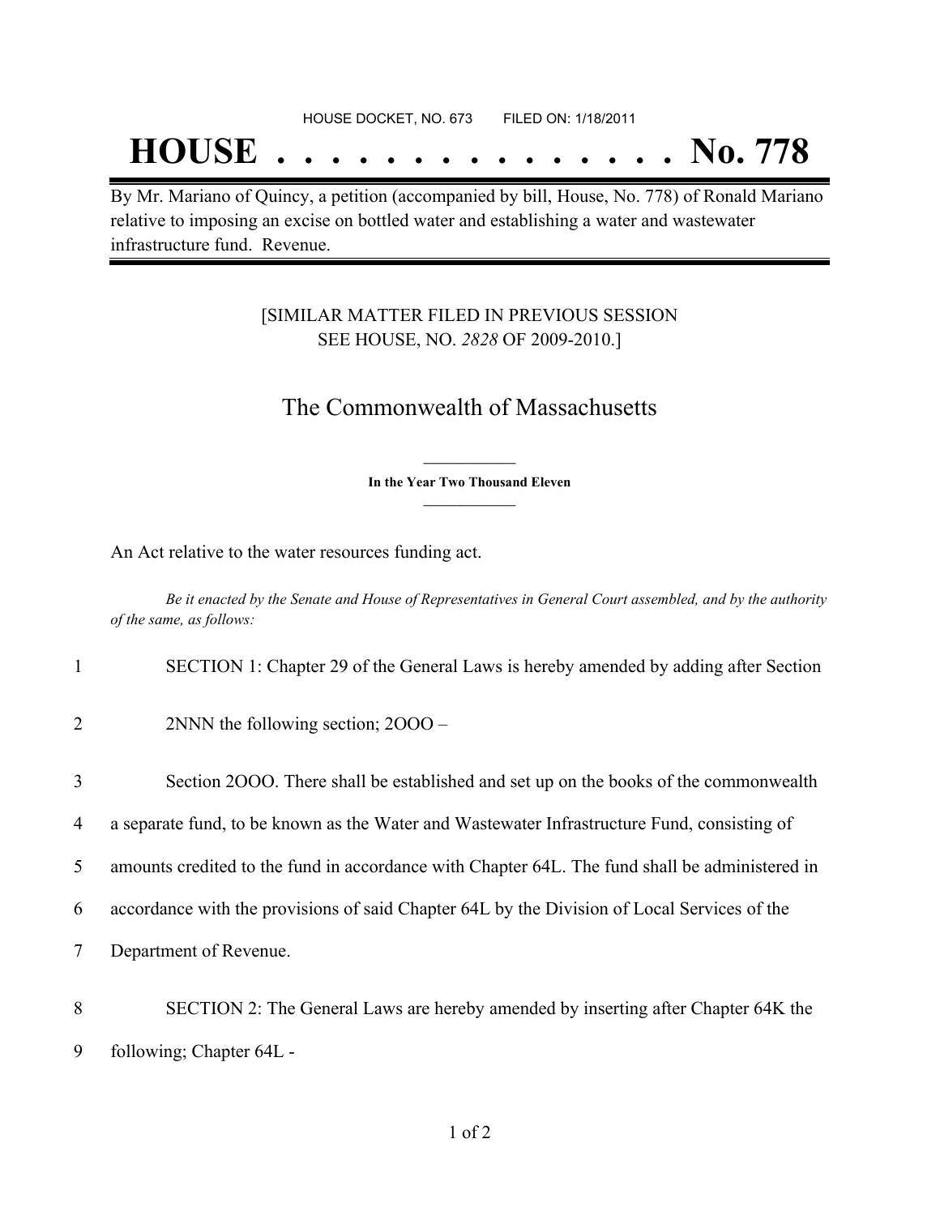HOUSE DOCKET, NO. 673 FILED ON: 1/18/2011

# HOUSE . . . . . . . . . . . . . . . No. 778

By Mr. Mariano of Quincy, a petition (accompanied by bill, House, No. 778) of Ronald Mariano relative to imposing an excise on bottled water and establishing a water and wastewater infrastructure fund. Revenue.

[SIMILAR MATTER FILED IN PREVIOUS SESSION SEE HOUSE, NO. *2828* OF 2009-2010.]

## The Commonwealth of Massachusetts

**In the Year Two Thousand Eleven**

An Act relative to the water resources funding act.

*Be it enacted by the Senate and House of Representatives in General Court assembled, and by the authority of the same, as follows:*

1 SECTION 1: Chapter 29 of the General Laws is hereby amended by adding after Section
2 2NNN the following section; 2OOO –
3 Section 2OOO. There shall be established and set up on the books of the commonwealth
4 a separate fund, to be known as the Water and Wastewater Infrastructure Fund, consisting of
5 amounts credited to the fund in accordance with Chapter 64L. The fund shall be administered in
6 accordance with the provisions of said Chapter 64L by the Division of Local Services of the
7 Department of Revenue.
8 SECTION 2: The General Laws are hereby amended by inserting after Chapter 64K the
9 following; Chapter 64L -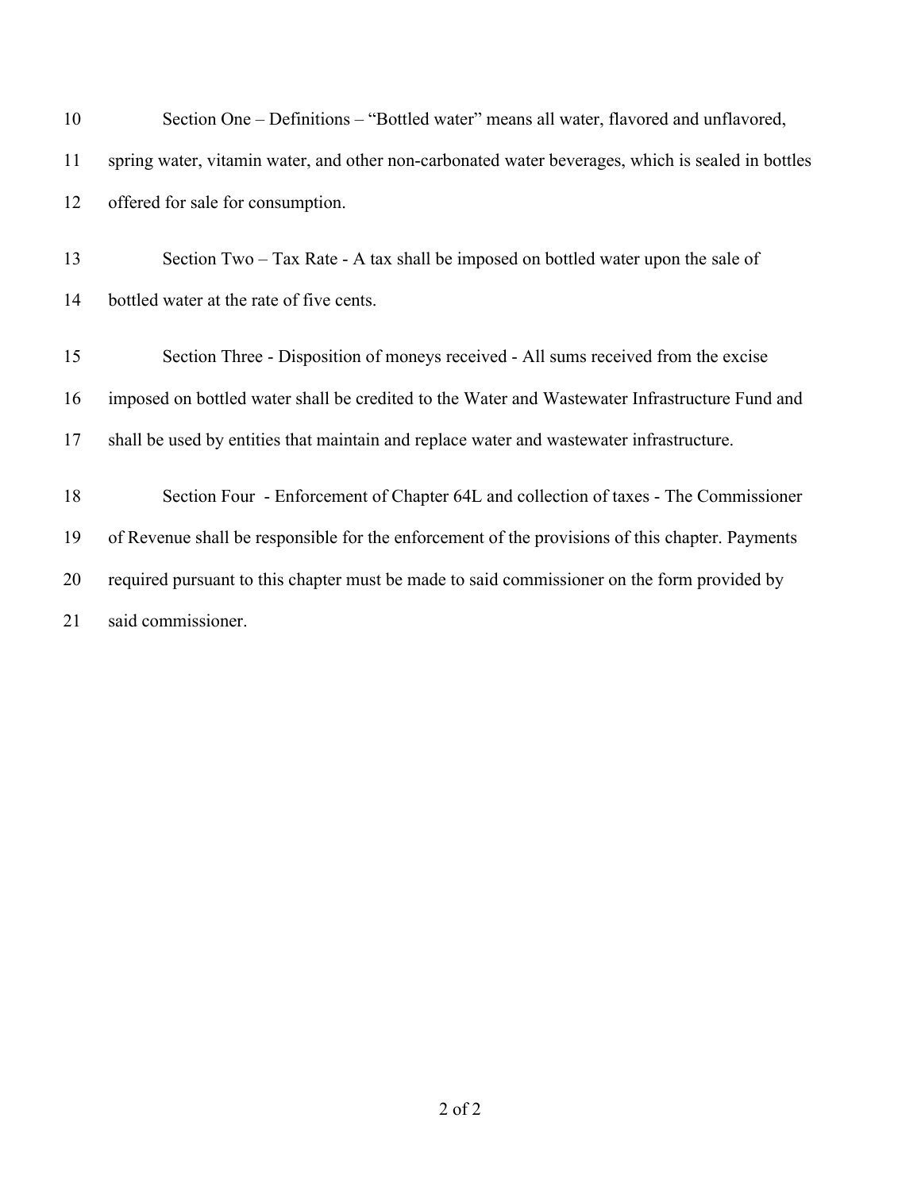Section One – Definitions – "Bottled water" means all water, flavored and unflavored, spring water, vitamin water, and other non-carbonated water beverages, which is sealed in bottles offered for sale for consumption.

Section Two – Tax Rate - A tax shall be imposed on bottled water upon the sale of bottled water at the rate of five cents.

Section Three - Disposition of moneys received - All sums received from the excise imposed on bottled water shall be credited to the Water and Wastewater Infrastructure Fund and shall be used by entities that maintain and replace water and wastewater infrastructure.

Section Four - Enforcement of Chapter 64L and collection of taxes - The Commissioner of Revenue shall be responsible for the enforcement of the provisions of this chapter. Payments required pursuant to this chapter must be made to said commissioner on the form provided by said commissioner.